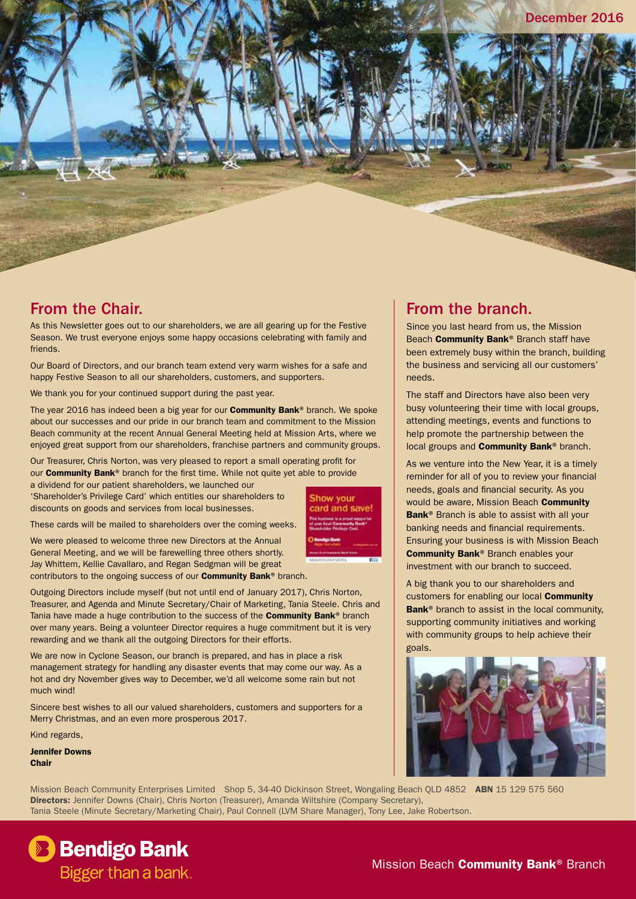December 2016

## From the Chair.

As this Newsletter goes out to our shareholders, we are all gearing up for the Festive Season. We trust everyone enjoys some happy occasions celebrating with family and friends.

Our Board of Directors, and our branch team extend very warm wishes for a safe and happy Festive Season to all our shareholders, customers, and supporters.

We thank you for your continued support during the past year.

The year 2016 has indeed been a big year for our **Community Bank**® branch. We spoke about our successes and our pride in our branch team and commitment to the Mission Beach community at the recent Annual General Meeting held at Mission Arts, where we enjoyed great support from our shareholders, franchise partners and community groups.

Our Treasurer, Chris Norton, was very pleased to report a small operating profit for our **Community Bank**® branch for the first time. While not quite yet able to provide a dividend for our patient shareholders, we launched our 'Shareholder's Privilege Card' which entitles our shareholders to discounts on goods and services from local businesses.

These cards will be mailed to shareholders over the coming weeks.

We were pleased to welcome three new Directors at the Annual General Meeting, and we will be farewelling three others shortly. Jay Whittem, Kellie Cavallaro, and Regan Sedgman will be great contributors to the ongoing success of our **Community Bank**® branch.

Outgoing Directors include myself (but not until end of January 2017), Chris Norton, Treasurer, and Agenda and Minute Secretary/Chair of Marketing, Tania Steele. Chris and Tania have made a huge contribution to the success of the **Community Bank**® branch over many years. Being a volunteer Director requires a huge commitment but it is very rewarding and we thank all the outgoing Directors for their efforts.

We are now in Cyclone Season, our branch is prepared, and has in place a risk management strategy for handling any disaster events that may come our way. As a hot and dry November gives way to December, we'd all welcome some rain but not much wind!

Sincere best wishes to all our valued shareholders, customers and supporters for a Merry Christmas, and an even more prosperous 2017.

Kind regards,

**Jennifer Downs**
**Chair**

## From the branch.

Since you last heard from us, the Mission Beach **Community Bank**® Branch staff have been extremely busy within the branch, building the business and servicing all our customers' needs.

The staff and Directors have also been very busy volunteering their time with local groups, attending meetings, events and functions to help promote the partnership between the local groups and **Community Bank**® branch.

As we venture into the New Year, it is a timely reminder for all of you to review your financial needs, goals and financial security. As you would be aware, Mission Beach **Community Bank**® Branch is able to assist with all your banking needs and financial requirements. Ensuring your business is with Mission Beach **Community Bank**® Branch enables your investment with our branch to succeed.

A big thank you to our shareholders and customers for enabling our local **Community Bank**® branch to assist in the local community, supporting community initiatives and working with community groups to help achieve their goals.

Mission Beach Community Enterprises Limited Shop 5, 34-40 Dickinson Street, Wongaling Beach QLD 4852 **ABN** 15 129 575 560
**Directors:** Jennifer Downs (Chair), Chris Norton (Treasurer), Amanda Wiltshire (Company Secretary), Tania Steele (Minute Secretary/Marketing Chair), Paul Connell (LVM Share Manager), Tony Lee, Jake Robertson.

Bendigo Bank
Bigger than a bank.

Mission Beach **Community Bank**® Branch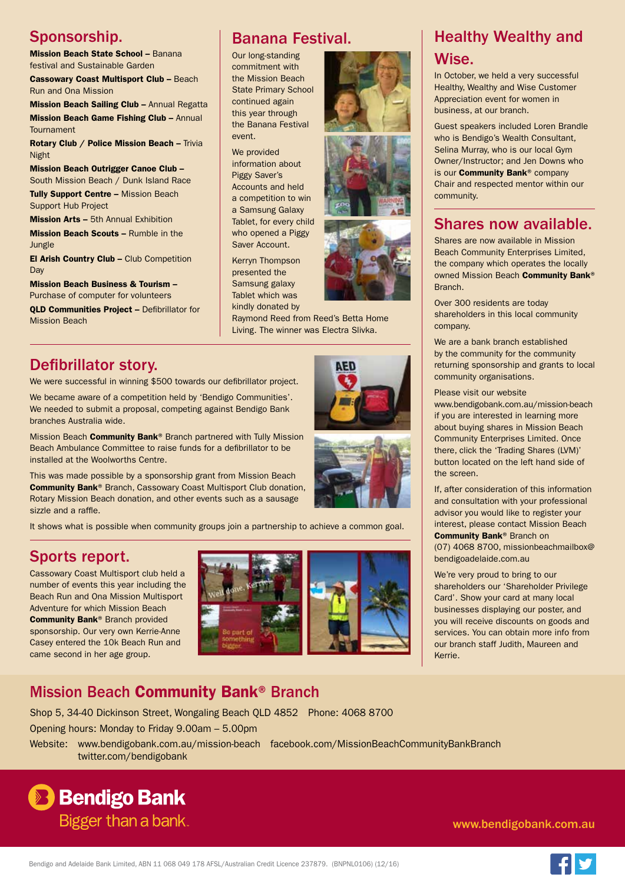## Sponsorship.

**Mission Beach State School –** Banana festival and Sustainable Garden

**Cassowary Coast Multisport Club –** Beach Run and Ona Mission

**Mission Beach Sailing Club –** Annual Regatta

**Mission Beach Game Fishing Club –** Annual Tournament

**Rotary Club / Police Mission Beach –** Trivia Night

**Mission Beach Outrigger Canoe Club –** South Mission Beach / Dunk Island Race

**Tully Support Centre –** Mission Beach Support Hub Project

**Mission Arts –** 5th Annual Exhibition

**Mission Beach Scouts –** Rumble in the Jungle

**El Arish Country Club –** Club Competition Day

**Mission Beach Business & Tourism –** Purchase of computer for volunteers

**QLD Communities Project –** Defibrillator for Mission Beach

## Banana Festival.

Our long-standing commitment with the Mission Beach State Primary School continued again this year through the Banana Festival event.

We provided information about Piggy Saver's Accounts and held a competition to win a Samsung Galaxy Tablet, for every child who opened a Piggy Saver Account.

Kerryn Thompson presented the Samsung galaxy Tablet which was kindly donated by Raymond Reed from Reed's Betta Home Living. The winner was Electra Slivka.

## Defibrillator story.

We were successful in winning $500 towards our defibrillator project.

We became aware of a competition held by 'Bendigo Communities'. We needed to submit a proposal, competing against Bendigo Bank branches Australia wide.

Mission Beach **Community Bank**® Branch partnered with Tully Mission Beach Ambulance Committee to raise funds for a defibrillator to be installed at the Woolworths Centre.

This was made possible by a sponsorship grant from Mission Beach **Community Bank**® Branch, Cassowary Coast Multisport Club donation, Rotary Mission Beach donation, and other events such as a sausage sizzle and a raffle.

It shows what is possible when community groups join a partnership to achieve a common goal.

## Sports report.

Cassowary Coast Multisport club held a number of events this year including the Beach Run and Ona Mission Multisport Adventure for which Mission Beach **Community Bank**® Branch provided sponsorship. Our very own Kerrie-Anne Casey entered the 10k Beach Run and came second in her age group.

## Healthy Wealthy and Wise.

In October, we held a very successful Healthy, Wealthy and Wise Customer Appreciation event for women in business, at our branch.

Guest speakers included Loren Brandle who is Bendigo's Wealth Consultant, Selina Murray, who is our local Gym Owner/Instructor; and Jen Downs who is our **Community Bank**® company Chair and respected mentor within our community.

## Shares now available.

Shares are now available in Mission Beach Community Enterprises Limited, the company which operates the locally owned Mission Beach **Community Bank**® Branch.

Over 300 residents are today shareholders in this local community company.

We are a bank branch established by the community for the community returning sponsorship and grants to local community organisations.

Please visit our website www.bendigobank.com.au/mission-beach if you are interested in learning more about buying shares in Mission Beach Community Enterprises Limited. Once there, click the 'Trading Shares (LVM)' button located on the left hand side of the screen.

If, after consideration of this information and consultation with your professional advisor you would like to register your interest, please contact Mission Beach **Community Bank**® Branch on (07) 4068 8700, missionbeachmailbox@bendigoadelaide.com.au

We're very proud to bring to our shareholders our 'Shareholder Privilege Card'. Show your card at many local businesses displaying our poster, and you will receive discounts on goods and services. You can obtain more info from our branch staff Judith, Maureen and Kerrie.

## Mission Beach **Community Bank**® Branch

Shop 5, 34-40 Dickinson Street, Wongaling Beach QLD 4852 Phone: 4068 8700

Opening hours: Monday to Friday 9.00am – 5.00pm

Website: www.bendigobank.com.au/mission-beach facebook.com/MissionBeachCommunityBankBranch twitter.com/bendigobank

**Bendigo Bank**
Bigger than a bank.

www.bendigobank.com.au

Bendigo and Adelaide Bank Limited, ABN 11 068 049 178 AFSL/Australian Credit Licence 237879. (BNPNL0106) (12/16)